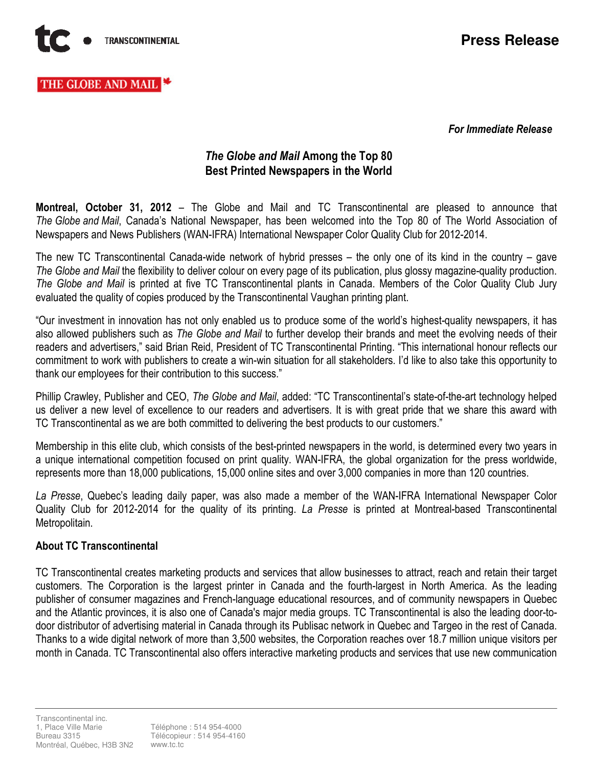TRANSCONTINENTAL

THE GLOBE AND MAIL

**Press Release**

***For Immediate Release***

# *The Globe and Mail* Among the Top 80 Best Printed Newspapers in the World

**Montreal, October 31, 2012** – The Globe and Mail and TC Transcontinental are pleased to announce that *The Globe and Mail*, Canada's National Newspaper, has been welcomed into the Top 80 of The World Association of Newspapers and News Publishers (WAN-IFRA) International Newspaper Color Quality Club for 2012-2014.

The new TC Transcontinental Canada-wide network of hybrid presses – the only one of its kind in the country – gave *The Globe and Mail* the flexibility to deliver colour on every page of its publication, plus glossy magazine-quality production. *The Globe and Mail* is printed at five TC Transcontinental plants in Canada. Members of the Color Quality Club Jury evaluated the quality of copies produced by the Transcontinental Vaughan printing plant.

"Our investment in innovation has not only enabled us to produce some of the world's highest-quality newspapers, it has also allowed publishers such as *The Globe and Mail* to further develop their brands and meet the evolving needs of their readers and advertisers," said Brian Reid, President of TC Transcontinental Printing. "This international honour reflects our commitment to work with publishers to create a win-win situation for all stakeholders. I'd like to also take this opportunity to thank our employees for their contribution to this success."

Phillip Crawley, Publisher and CEO, *The Globe and Mail*, added: "TC Transcontinental's state-of-the-art technology helped us deliver a new level of excellence to our readers and advertisers. It is with great pride that we share this award with TC Transcontinental as we are both committed to delivering the best products to our customers."

Membership in this elite club, which consists of the best-printed newspapers in the world, is determined every two years in a unique international competition focused on print quality. WAN-IFRA, the global organization for the press worldwide, represents more than 18,000 publications, 15,000 online sites and over 3,000 companies in more than 120 countries.

*La Presse*, Quebec's leading daily paper, was also made a member of the WAN-IFRA International Newspaper Color Quality Club for 2012-2014 for the quality of its printing. *La Presse* is printed at Montreal-based Transcontinental Metropolitain.

## About TC Transcontinental

TC Transcontinental creates marketing products and services that allow businesses to attract, reach and retain their target customers. The Corporation is the largest printer in Canada and the fourth-largest in North America. As the leading publisher of consumer magazines and French-language educational resources, and of community newspapers in Quebec and the Atlantic provinces, it is also one of Canada's major media groups. TC Transcontinental is also the leading door-to-door distributor of advertising material in Canada through its Publisac network in Quebec and Targeo in the rest of Canada. Thanks to a wide digital network of more than 3,500 websites, the Corporation reaches over 18.7 million unique visitors per month in Canada. TC Transcontinental also offers interactive marketing products and services that use new communication

Transcontinental inc.
1, Place Ville Marie
Bureau 3315
Montréal, Québec, H3B 3N2

Téléphone : 514 954-4000
Télécopieur : 514 954-4160
www.tc.tc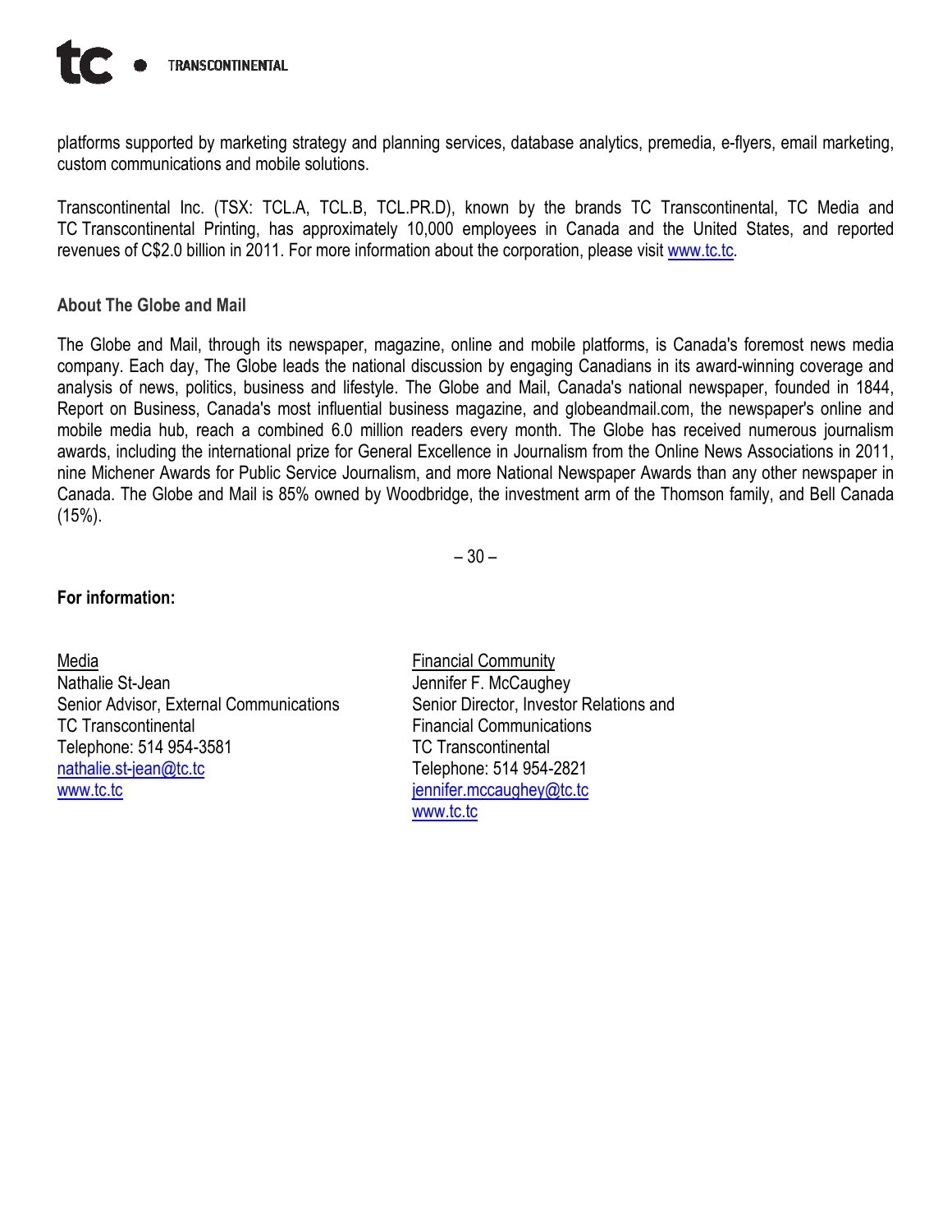platforms supported by marketing strategy and planning services, database analytics, premedia, e-flyers, email marketing, custom communications and mobile solutions.

Transcontinental Inc. (TSX: TCL.A, TCL.B, TCL.PR.D), known by the brands TC Transcontinental, TC Media and TC Transcontinental Printing, has approximately 10,000 employees in Canada and the United States, and reported revenues of C$2.0 billion in 2011. For more information about the corporation, please visit www.tc.tc.

**About The Globe and Mail**

The Globe and Mail, through its newspaper, magazine, online and mobile platforms, is Canada's foremost news media company. Each day, The Globe leads the national discussion by engaging Canadians in its award-winning coverage and analysis of news, politics, business and lifestyle. The Globe and Mail, Canada's national newspaper, founded in 1844, Report on Business, Canada's most influential business magazine, and globeandmail.com, the newspaper's online and mobile media hub, reach a combined 6.0 million readers every month. The Globe has received numerous journalism awards, including the international prize for General Excellence in Journalism from the Online News Associations in 2011, nine Michener Awards for Public Service Journalism, and more National Newspaper Awards than any other newspaper in Canada. The Globe and Mail is 85% owned by Woodbridge, the investment arm of the Thomson family, and Bell Canada (15%).

– 30 –

**For information:**

Media
Nathalie St-Jean
Senior Advisor, External Communications
TC Transcontinental
Telephone: 514 954-3581
nathalie.st-jean@tc.tc
www.tc.tc

Financial Community
Jennifer F. McCaughey
Senior Director, Investor Relations and Financial Communications
TC Transcontinental
Telephone: 514 954-2821
jennifer.mccaughey@tc.tc
www.tc.tc